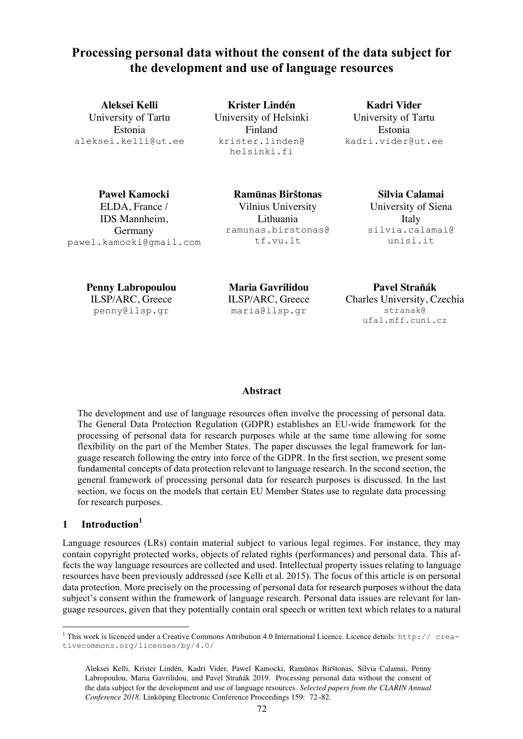# Processing personal data without the consent of the data subject for the development and use of language resources

**Aleksei Kelli**
University of Tartu
Estonia
aleksei.kelli@ut.ee

**Krister Lindén**
University of Helsinki
Finland
krister.linden@helsinki.fi

**Kadri Vider**
University of Tartu
Estonia
kadri.vider@ut.ee

**Pawel Kamocki**
ELDA, France /
IDS Mannheim,
Germany
pawel.kamocki@gmail.com

**Ramūnas Birštonas**
Vilnius University
Lithuania
ramunas.birstonas@tf.vu.lt

**Silvia Calamai**
University of Siena
Italy
silvia.calamai@unisi.it

**Penny Labropoulou**
ILSP/ARC, Greece
penny@ilsp.gr

**Maria Gavrilidou**
ILSP/ARC, Greece
maria@ilsp.gr

**Pavel Straňák**
Charles University, Czechia
stranak@ufal.mff.cuni.cz

## Abstract

The development and use of language resources often involve the processing of personal data. The General Data Protection Regulation (GDPR) establishes an EU-wide framework for the processing of personal data for research purposes while at the same time allowing for some flexibility on the part of the Member States. The paper discusses the legal framework for language research following the entry into force of the GDPR. In the first section, we present some fundamental concepts of data protection relevant to language research. In the second section, the general framework of processing personal data for research purposes is discussed. In the last section, we focus on the models that certain EU Member States use to regulate data processing for research purposes.

## 1 Introduction[1]

Language resources (LRs) contain material subject to various legal regimes. For instance, they may contain copyright protected works, objects of related rights (performances) and personal data. This affects the way language resources are collected and used. Intellectual property issues relating to language resources have been previously addressed (see Kelli et al. 2015). The focus of this article is on personal data protection. More precisely on the processing of personal data for research purposes without the data subject's consent within the framework of language research. Personal data issues are relevant for language resources, given that they potentially contain oral speech or written text which relates to a natural

---

[1] This work is licenced under a Creative Commons Attribution 4.0 International Licence. Licence details: http:// creativecommons.org/licenses/by/4.0/

Aleksei Kelli, Krister Lindén, Kadri Vider, Pawel Kamocki, Ramūnas Birštonas, Silvia Calamai, Penny Labropoulou, Maria Gavrilidou, and Pavel Straňák 2019. Processing personal data without the consent of the data subject for the development and use of language resources. *Selected papers from the CLARIN Annual Conference 2018*. Linköping Electronic Conference Proceedings 159: 72–82.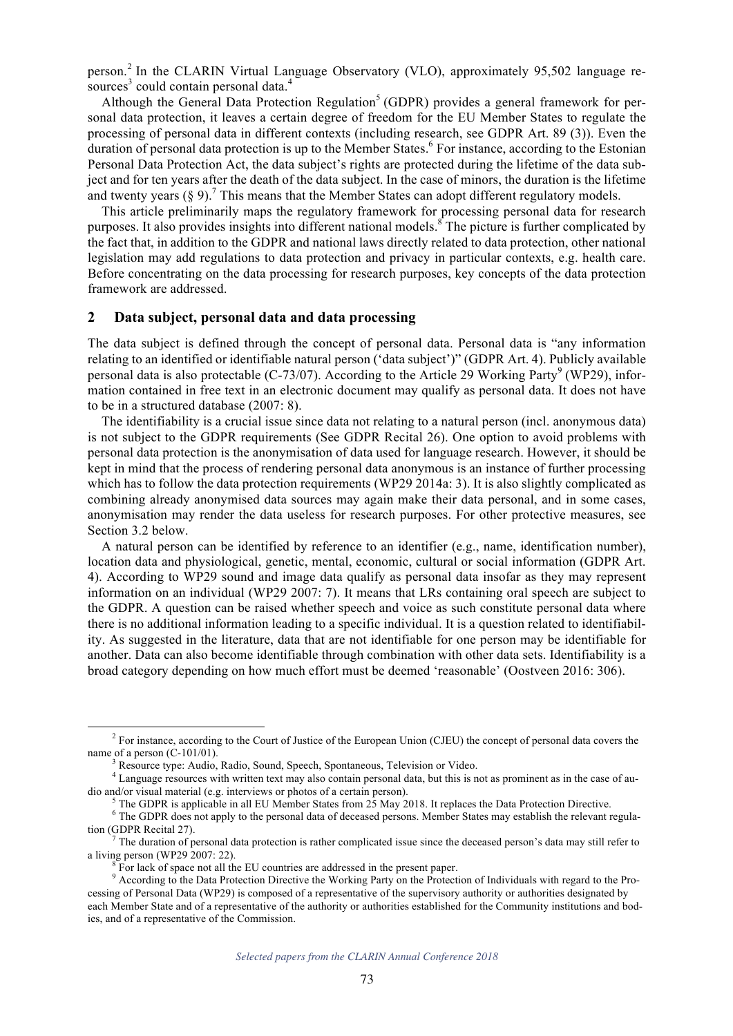person.[2] In the CLARIN Virtual Language Observatory (VLO), approximately 95,502 language resources[3] could contain personal data.[4]

Although the General Data Protection Regulation[5] (GDPR) provides a general framework for personal data protection, it leaves a certain degree of freedom for the EU Member States to regulate the processing of personal data in different contexts (including research, see GDPR Art. 89 (3)). Even the duration of personal data protection is up to the Member States.[6] For instance, according to the Estonian Personal Data Protection Act, the data subject's rights are protected during the lifetime of the data subject and for ten years after the death of the data subject. In the case of minors, the duration is the lifetime and twenty years (§ 9).[7] This means that the Member States can adopt different regulatory models.

This article preliminarily maps the regulatory framework for processing personal data for research purposes. It also provides insights into different national models.[8] The picture is further complicated by the fact that, in addition to the GDPR and national laws directly related to data protection, other national legislation may add regulations to data protection and privacy in particular contexts, e.g. health care. Before concentrating on the data processing for research purposes, key concepts of the data protection framework are addressed.

## 2 Data subject, personal data and data processing

The data subject is defined through the concept of personal data. Personal data is "any information relating to an identified or identifiable natural person ('data subject')" (GDPR Art. 4). Publicly available personal data is also protectable (C-73/07). According to the Article 29 Working Party[9] (WP29), information contained in free text in an electronic document may qualify as personal data. It does not have to be in a structured database (2007: 8).

The identifiability is a crucial issue since data not relating to a natural person (incl. anonymous data) is not subject to the GDPR requirements (See GDPR Recital 26). One option to avoid problems with personal data protection is the anonymisation of data used for language research. However, it should be kept in mind that the process of rendering personal data anonymous is an instance of further processing which has to follow the data protection requirements (WP29 2014a: 3). It is also slightly complicated as combining already anonymised data sources may again make their data personal, and in some cases, anonymisation may render the data useless for research purposes. For other protective measures, see Section 3.2 below.

A natural person can be identified by reference to an identifier (e.g., name, identification number), location data and physiological, genetic, mental, economic, cultural or social information (GDPR Art. 4). According to WP29 sound and image data qualify as personal data insofar as they may represent information on an individual (WP29 2007: 7). It means that LRs containing oral speech are subject to the GDPR. A question can be raised whether speech and voice as such constitute personal data where there is no additional information leading to a specific individual. It is a question related to identifiability. As suggested in the literature, data that are not identifiable for one person may be identifiable for another. Data can also become identifiable through combination with other data sets. Identifiability is a broad category depending on how much effort must be deemed 'reasonable' (Oostveen 2016: 306).

---

[2] For instance, according to the Court of Justice of the European Union (CJEU) the concept of personal data covers the name of a person (C-101/01).

[3] Resource type: Audio, Radio, Sound, Speech, Spontaneous, Television or Video.

[4] Language resources with written text may also contain personal data, but this is not as prominent as in the case of audio and/or visual material (e.g. interviews or photos of a certain person).

[5] The GDPR is applicable in all EU Member States from 25 May 2018. It replaces the Data Protection Directive.

[6] The GDPR does not apply to the personal data of deceased persons. Member States may establish the relevant regulation (GDPR Recital 27).

[7] The duration of personal data protection is rather complicated issue since the deceased person's data may still refer to a living person (WP29 2007: 22).

[8] For lack of space not all the EU countries are addressed in the present paper.

[9] According to the Data Protection Directive the Working Party on the Protection of Individuals with regard to the Processing of Personal Data (WP29) is composed of a representative of the supervisory authority or authorities designated by each Member State and of a representative of the authority or authorities established for the Community institutions and bodies, and of a representative of the Commission.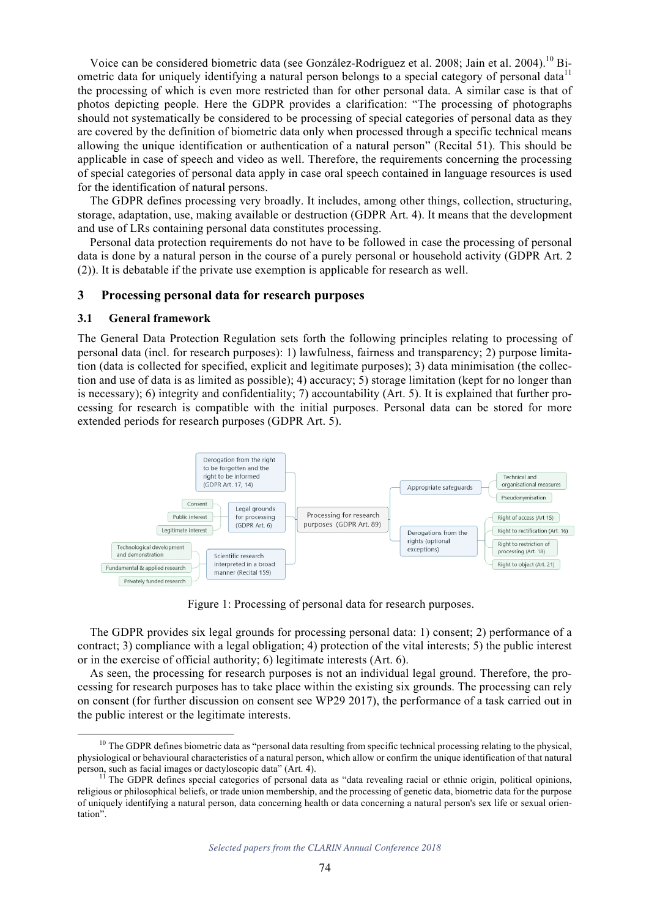Voice can be considered biometric data (see González-Rodríguez et al. 2008; Jain et al. 2004).[10] Biometric data for uniquely identifying a natural person belongs to a special category of personal data[11] the processing of which is even more restricted than for other personal data. A similar case is that of photos depicting people. Here the GDPR provides a clarification: "The processing of photographs should not systematically be considered to be processing of special categories of personal data as they are covered by the definition of biometric data only when processed through a specific technical means allowing the unique identification or authentication of a natural person" (Recital 51). This should be applicable in case of speech and video as well. Therefore, the requirements concerning the processing of special categories of personal data apply in case oral speech contained in language resources is used for the identification of natural persons.

The GDPR defines processing very broadly. It includes, among other things, collection, structuring, storage, adaptation, use, making available or destruction (GDPR Art. 4). It means that the development and use of LRs containing personal data constitutes processing.

Personal data protection requirements do not have to be followed in case the processing of personal data is done by a natural person in the course of a purely personal or household activity (GDPR Art. 2 (2)). It is debatable if the private use exemption is applicable for research as well.

## 3 Processing personal data for research purposes

### 3.1 General framework

The General Data Protection Regulation sets forth the following principles relating to processing of personal data (incl. for research purposes): 1) lawfulness, fairness and transparency; 2) purpose limitation (data is collected for specified, explicit and legitimate purposes); 3) data minimisation (the collection and use of data is as limited as possible); 4) accuracy; 5) storage limitation (kept for no longer than is necessary); 6) integrity and confidentiality; 7) accountability (Art. 5). It is explained that further processing for research is compatible with the initial purposes. Personal data can be stored for more extended periods for research purposes (GDPR Art. 5).

Figure 1: Processing of personal data for research purposes.

The GDPR provides six legal grounds for processing personal data: 1) consent; 2) performance of a contract; 3) compliance with a legal obligation; 4) protection of the vital interests; 5) the public interest or in the exercise of official authority; 6) legitimate interests (Art. 6).

As seen, the processing for research purposes is not an individual legal ground. Therefore, the processing for research purposes has to take place within the existing six grounds. The processing can rely on consent (for further discussion on consent see WP29 2017), the performance of a task carried out in the public interest or the legitimate interests.

---

[10] The GDPR defines biometric data as "personal data resulting from specific technical processing relating to the physical, physiological or behavioural characteristics of a natural person, which allow or confirm the unique identification of that natural person, such as facial images or dactyloscopic data" (Art. 4).

[11] The GDPR defines special categories of personal data as "data revealing racial or ethnic origin, political opinions, religious or philosophical beliefs, or trade union membership, and the processing of genetic data, biometric data for the purpose of uniquely identifying a natural person, data concerning health or data concerning a natural person's sex life or sexual orientation".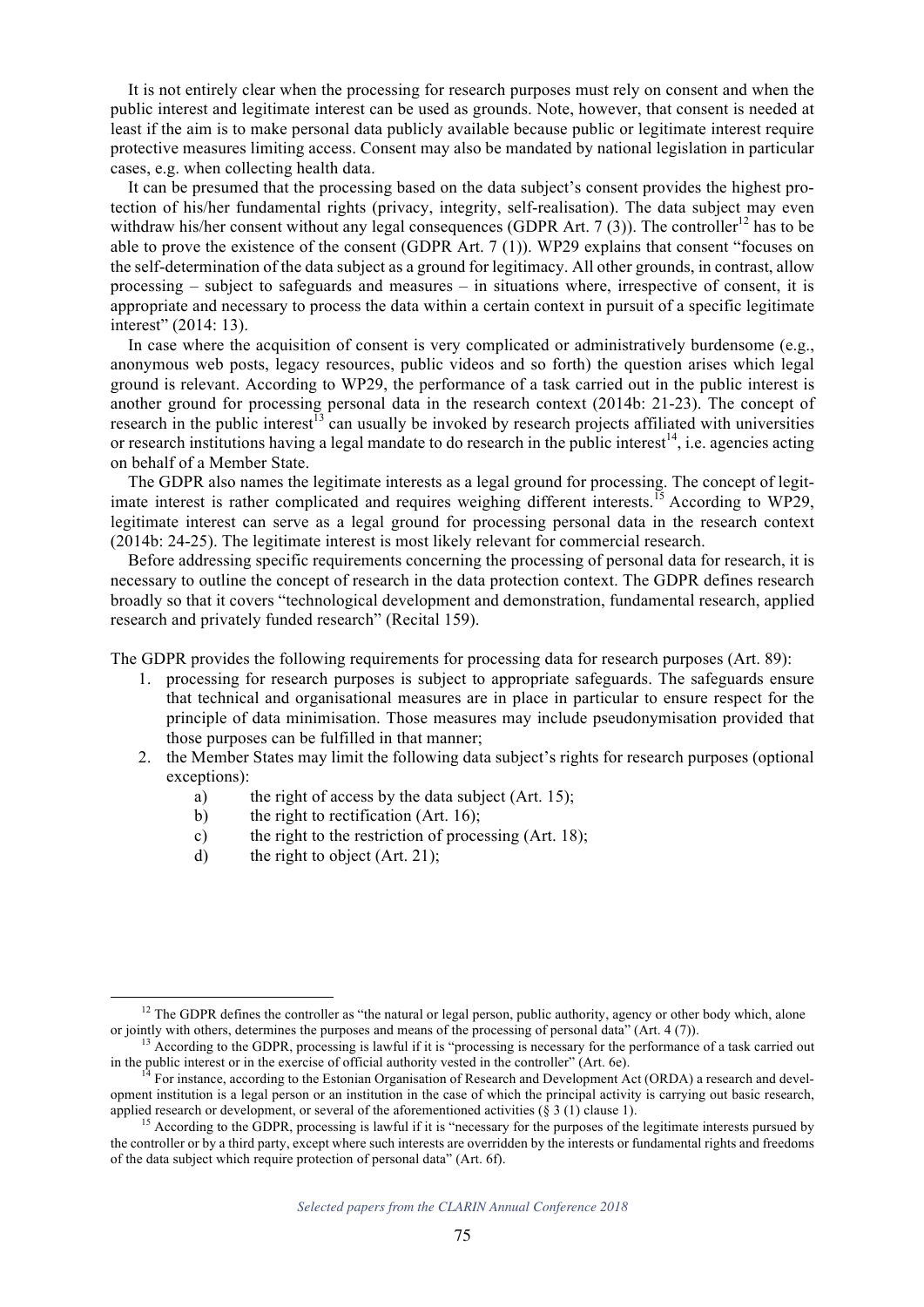It is not entirely clear when the processing for research purposes must rely on consent and when the public interest and legitimate interest can be used as grounds. Note, however, that consent is needed at least if the aim is to make personal data publicly available because public or legitimate interest require protective measures limiting access. Consent may also be mandated by national legislation in particular cases, e.g. when collecting health data.

It can be presumed that the processing based on the data subject's consent provides the highest protection of his/her fundamental rights (privacy, integrity, self-realisation). The data subject may even withdraw his/her consent without any legal consequences (GDPR Art. 7 (3)). The controller[12] has to be able to prove the existence of the consent (GDPR Art. 7 (1)). WP29 explains that consent "focuses on the self-determination of the data subject as a ground for legitimacy. All other grounds, in contrast, allow processing – subject to safeguards and measures – in situations where, irrespective of consent, it is appropriate and necessary to process the data within a certain context in pursuit of a specific legitimate interest" (2014: 13).

In case where the acquisition of consent is very complicated or administratively burdensome (e.g., anonymous web posts, legacy resources, public videos and so forth) the question arises which legal ground is relevant. According to WP29, the performance of a task carried out in the public interest is another ground for processing personal data in the research context (2014b: 21-23). The concept of research in the public interest[13] can usually be invoked by research projects affiliated with universities or research institutions having a legal mandate to do research in the public interest[14], i.e. agencies acting on behalf of a Member State.

The GDPR also names the legitimate interests as a legal ground for processing. The concept of legitimate interest is rather complicated and requires weighing different interests.[15] According to WP29, legitimate interest can serve as a legal ground for processing personal data in the research context (2014b: 24-25). The legitimate interest is most likely relevant for commercial research.

Before addressing specific requirements concerning the processing of personal data for research, it is necessary to outline the concept of research in the data protection context. The GDPR defines research broadly so that it covers "technological development and demonstration, fundamental research, applied research and privately funded research" (Recital 159).

The GDPR provides the following requirements for processing data for research purposes (Art. 89):

1. processing for research purposes is subject to appropriate safeguards. The safeguards ensure that technical and organisational measures are in place in particular to ensure respect for the principle of data minimisation. Those measures may include pseudonymisation provided that those purposes can be fulfilled in that manner;
2. the Member States may limit the following data subject's rights for research purposes (optional exceptions):
    a) the right of access by the data subject (Art. 15);
    b) the right to rectification (Art. 16);
    c) the right to the restriction of processing (Art. 18);
    d) the right to object (Art. 21);

---

[12] The GDPR defines the controller as "the natural or legal person, public authority, agency or other body which, alone or jointly with others, determines the purposes and means of the processing of personal data" (Art. 4 (7)).

[13] According to the GDPR, processing is lawful if it is "processing is necessary for the performance of a task carried out in the public interest or in the exercise of official authority vested in the controller" (Art. 6e).

[14] For instance, according to the Estonian Organisation of Research and Development Act (ORDA) a research and development institution is a legal person or an institution in the case of which the principal activity is carrying out basic research, applied research or development, or several of the aforementioned activities (§ 3 (1) clause 1).

[15] According to the GDPR, processing is lawful if it is "necessary for the purposes of the legitimate interests pursued by the controller or by a third party, except where such interests are overridden by the interests or fundamental rights and freedoms of the data subject which require protection of personal data" (Art. 6f).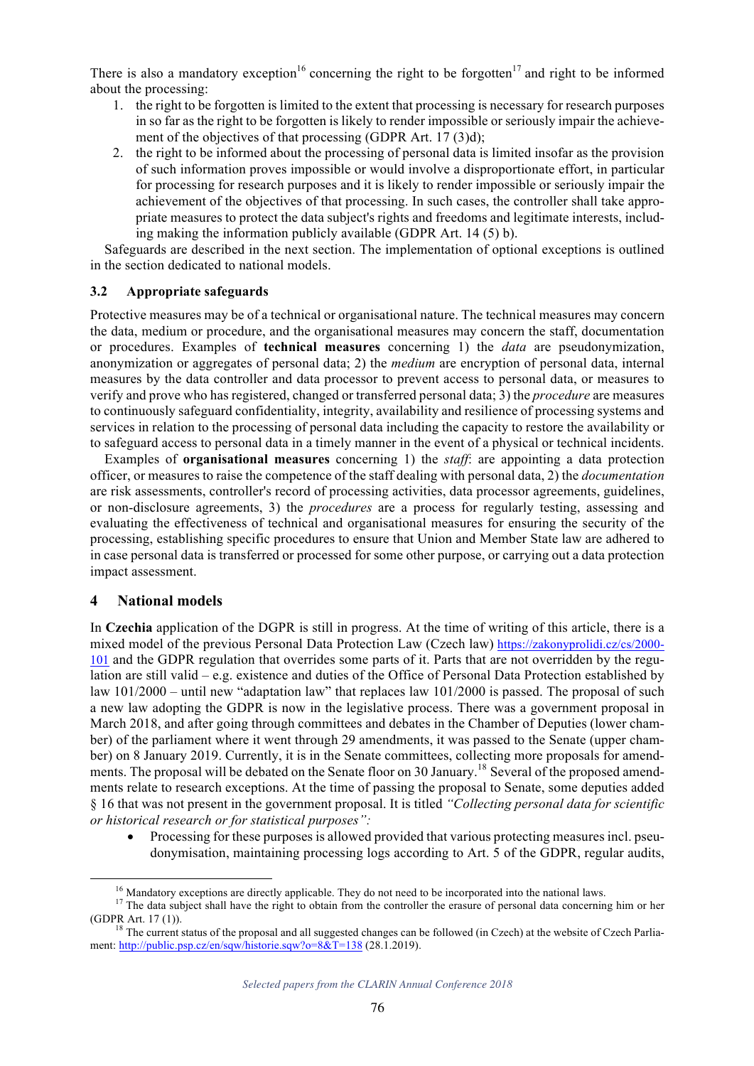There is also a mandatory exception[16] concerning the right to be forgotten[17] and right to be informed about the processing:

1. the right to be forgotten is limited to the extent that processing is necessary for research purposes in so far as the right to be forgotten is likely to render impossible or seriously impair the achievement of the objectives of that processing (GDPR Art. 17 (3)d);
2. the right to be informed about the processing of personal data is limited insofar as the provision of such information proves impossible or would involve a disproportionate effort, in particular for processing for research purposes and it is likely to render impossible or seriously impair the achievement of the objectives of that processing. In such cases, the controller shall take appropriate measures to protect the data subject's rights and freedoms and legitimate interests, including making the information publicly available (GDPR Art. 14 (5) b).

Safeguards are described in the next section. The implementation of optional exceptions is outlined in the section dedicated to national models.

### 3.2 Appropriate safeguards

Protective measures may be of a technical or organisational nature. The technical measures may concern the data, medium or procedure, and the organisational measures may concern the staff, documentation or procedures. Examples of **technical measures** concerning 1) the *data* are pseudonymization, anonymization or aggregates of personal data; 2) the *medium* are encryption of personal data, internal measures by the data controller and data processor to prevent access to personal data, or measures to verify and prove who has registered, changed or transferred personal data; 3) the *procedure* are measures to continuously safeguard confidentiality, integrity, availability and resilience of processing systems and services in relation to the processing of personal data including the capacity to restore the availability or to safeguard access to personal data in a timely manner in the event of a physical or technical incidents.

Examples of **organisational measures** concerning 1) the *staff*: are appointing a data protection officer, or measures to raise the competence of the staff dealing with personal data, 2) the *documentation* are risk assessments, controller's record of processing activities, data processor agreements, guidelines, or non-disclosure agreements, 3) the *procedures* are a process for regularly testing, assessing and evaluating the effectiveness of technical and organisational measures for ensuring the security of the processing, establishing specific procedures to ensure that Union and Member State law are adhered to in case personal data is transferred or processed for some other purpose, or carrying out a data protection impact assessment.

## 4 National models

In **Czechia** application of the DGPR is still in progress. At the time of writing of this article, there is a mixed model of the previous Personal Data Protection Law (Czech law) https://zakonyprolidi.cz/cs/2000-101 and the GDPR regulation that overrides some parts of it. Parts that are not overridden by the regulation are still valid – e.g. existence and duties of the Office of Personal Data Protection established by law 101/2000 – until new "adaptation law" that replaces law 101/2000 is passed. The proposal of such a new law adopting the GDPR is now in the legislative process. There was a government proposal in March 2018, and after going through committees and debates in the Chamber of Deputies (lower chamber) of the parliament where it went through 29 amendments, it was passed to the Senate (upper chamber) on 8 January 2019. Currently, it is in the Senate committees, collecting more proposals for amendments. The proposal will be debated on the Senate floor on 30 January.[18] Several of the proposed amendments relate to research exceptions. At the time of passing the proposal to Senate, some deputies added § 16 that was not present in the government proposal. It is titled *"Collecting personal data for scientific or historical research or for statistical purposes":*

- Processing for these purposes is allowed provided that various protecting measures incl. pseudonymisation, maintaining processing logs according to Art. 5 of the GDPR, regular audits,

[16] Mandatory exceptions are directly applicable. They do not need to be incorporated into the national laws.

[17] The data subject shall have the right to obtain from the controller the erasure of personal data concerning him or her (GDPR Art. 17 (1)).

[18] The current status of the proposal and all suggested changes can be followed (in Czech) at the website of Czech Parliament: http://public.psp.cz/en/sqw/historie.sqw?o=8&T=138 (28.1.2019).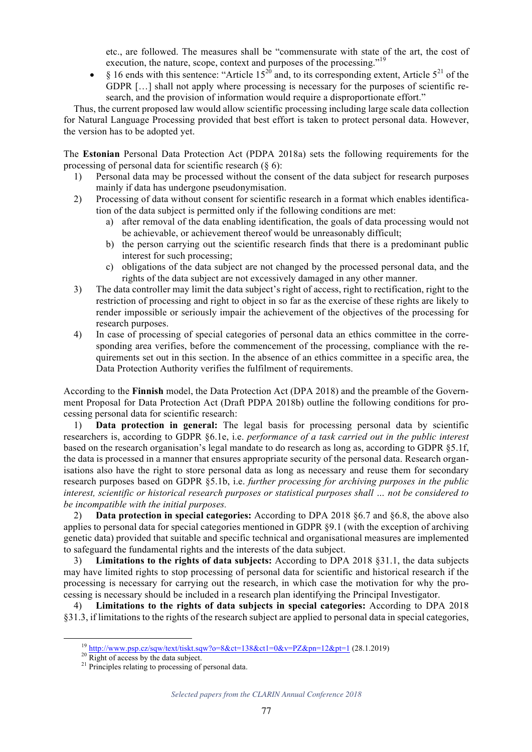etc., are followed. The measures shall be "commensurate with state of the art, the cost of execution, the nature, scope, context and purposes of the processing."[19]

- § 16 ends with this sentence: "Article 15[20] and, to its corresponding extent, Article 5[21] of the GDPR […] shall not apply where processing is necessary for the purposes of scientific research, and the provision of information would require a disproportionate effort."

Thus, the current proposed law would allow scientific processing including large scale data collection for Natural Language Processing provided that best effort is taken to protect personal data. However, the version has to be adopted yet.

The **Estonian** Personal Data Protection Act (PDPA 2018a) sets the following requirements for the processing of personal data for scientific research (§ 6):

1) Personal data may be processed without the consent of the data subject for research purposes mainly if data has undergone pseudonymisation.
2) Processing of data without consent for scientific research in a format which enables identification of the data subject is permitted only if the following conditions are met:
    a) after removal of the data enabling identification, the goals of data processing would not be achievable, or achievement thereof would be unreasonably difficult;
    b) the person carrying out the scientific research finds that there is a predominant public interest for such processing;
    c) obligations of the data subject are not changed by the processed personal data, and the rights of the data subject are not excessively damaged in any other manner.
3) The data controller may limit the data subject's right of access, right to rectification, right to the restriction of processing and right to object in so far as the exercise of these rights are likely to render impossible or seriously impair the achievement of the objectives of the processing for research purposes.
4) In case of processing of special categories of personal data an ethics committee in the corresponding area verifies, before the commencement of the processing, compliance with the requirements set out in this section. In the absence of an ethics committee in a specific area, the Data Protection Authority verifies the fulfilment of requirements.

According to the **Finnish** model, the Data Protection Act (DPA 2018) and the preamble of the Government Proposal for Data Protection Act (Draft PDPA 2018b) outline the following conditions for processing personal data for scientific research:

1) **Data protection in general:** The legal basis for processing personal data by scientific researchers is, according to GDPR §6.1e, i.e. *performance of a task carried out in the public interest* based on the research organisation's legal mandate to do research as long as, according to GDPR §5.1f, the data is processed in a manner that ensures appropriate security of the personal data. Research organisations also have the right to store personal data as long as necessary and reuse them for secondary research purposes based on GDPR §5.1b, i.e. *further processing for archiving purposes in the public interest, scientific or historical research purposes or statistical purposes shall … not be considered to be incompatible with the initial purposes.*

2) **Data protection in special categories:** According to DPA 2018 §6.7 and §6.8, the above also applies to personal data for special categories mentioned in GDPR §9.1 (with the exception of archiving genetic data) provided that suitable and specific technical and organisational measures are implemented to safeguard the fundamental rights and the interests of the data subject.

3) **Limitations to the rights of data subjects:** According to DPA 2018 §31.1, the data subjects may have limited rights to stop processing of personal data for scientific and historical research if the processing is necessary for carrying out the research, in which case the motivation for why the processing is necessary should be included in a research plan identifying the Principal Investigator.

4) **Limitations to the rights of data subjects in special categories:** According to DPA 2018 §31.3, if limitations to the rights of the research subject are applied to personal data in special categories,

[19] http://www.psp.cz/sqw/text/tiskt.sqw?o=8&ct=138&ct1=0&v=PZ&pn=12&pt=1 (28.1.2019)

[20] Right of access by the data subject.

[21] Principles relating to processing of personal data.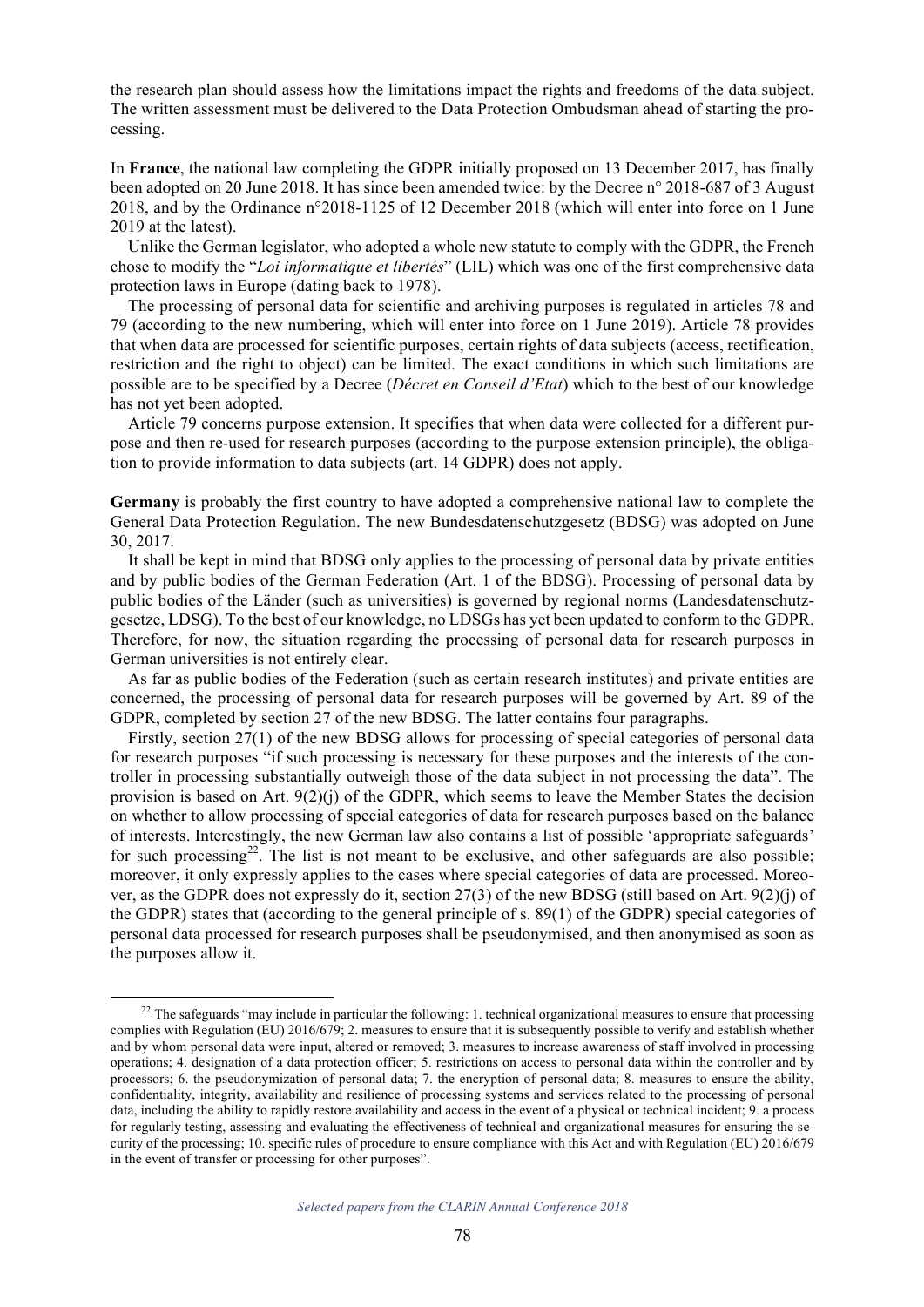the research plan should assess how the limitations impact the rights and freedoms of the data subject. The written assessment must be delivered to the Data Protection Ombudsman ahead of starting the processing.

In **France**, the national law completing the GDPR initially proposed on 13 December 2017, has finally been adopted on 20 June 2018. It has since been amended twice: by the Decree n° 2018-687 of 3 August 2018, and by the Ordinance n°2018-1125 of 12 December 2018 (which will enter into force on 1 June 2019 at the latest).

Unlike the German legislator, who adopted a whole new statute to comply with the GDPR, the French chose to modify the "*Loi informatique et libertés*" (LIL) which was one of the first comprehensive data protection laws in Europe (dating back to 1978).

The processing of personal data for scientific and archiving purposes is regulated in articles 78 and 79 (according to the new numbering, which will enter into force on 1 June 2019). Article 78 provides that when data are processed for scientific purposes, certain rights of data subjects (access, rectification, restriction and the right to object) can be limited. The exact conditions in which such limitations are possible are to be specified by a Decree (*Décret en Conseil d'Etat*) which to the best of our knowledge has not yet been adopted.

Article 79 concerns purpose extension. It specifies that when data were collected for a different purpose and then re-used for research purposes (according to the purpose extension principle), the obligation to provide information to data subjects (art. 14 GDPR) does not apply.

**Germany** is probably the first country to have adopted a comprehensive national law to complete the General Data Protection Regulation. The new Bundesdatenschutzgesetz (BDSG) was adopted on June 30, 2017.

It shall be kept in mind that BDSG only applies to the processing of personal data by private entities and by public bodies of the German Federation (Art. 1 of the BDSG). Processing of personal data by public bodies of the Länder (such as universities) is governed by regional norms (Landesdatenschutzgesetze, LDSG). To the best of our knowledge, no LDSGs has yet been updated to conform to the GDPR. Therefore, for now, the situation regarding the processing of personal data for research purposes in German universities is not entirely clear.

As far as public bodies of the Federation (such as certain research institutes) and private entities are concerned, the processing of personal data for research purposes will be governed by Art. 89 of the GDPR, completed by section 27 of the new BDSG. The latter contains four paragraphs.

Firstly, section 27(1) of the new BDSG allows for processing of special categories of personal data for research purposes "if such processing is necessary for these purposes and the interests of the controller in processing substantially outweigh those of the data subject in not processing the data". The provision is based on Art. 9(2)(j) of the GDPR, which seems to leave the Member States the decision on whether to allow processing of special categories of data for research purposes based on the balance of interests. Interestingly, the new German law also contains a list of possible 'appropriate safeguards' for such processing[22]. The list is not meant to be exclusive, and other safeguards are also possible; moreover, it only expressly applies to the cases where special categories of data are processed. Moreover, as the GDPR does not expressly do it, section 27(3) of the new BDSG (still based on Art. 9(2)(j) of the GDPR) states that (according to the general principle of s. 89(1) of the GDPR) special categories of personal data processed for research purposes shall be pseudonymised, and then anonymised as soon as the purposes allow it.

[22] The safeguards "may include in particular the following: 1. technical organizational measures to ensure that processing complies with Regulation (EU) 2016/679; 2. measures to ensure that it is subsequently possible to verify and establish whether and by whom personal data were input, altered or removed; 3. measures to increase awareness of staff involved in processing operations; 4. designation of a data protection officer; 5. restrictions on access to personal data within the controller and by processors; 6. the pseudonymization of personal data; 7. the encryption of personal data; 8. measures to ensure the ability, confidentiality, integrity, availability and resilience of processing systems and services related to the processing of personal data, including the ability to rapidly restore availability and access in the event of a physical or technical incident; 9. a process for regularly testing, assessing and evaluating the effectiveness of technical and organizational measures for ensuring the security of the processing; 10. specific rules of procedure to ensure compliance with this Act and with Regulation (EU) 2016/679 in the event of transfer or processing for other purposes".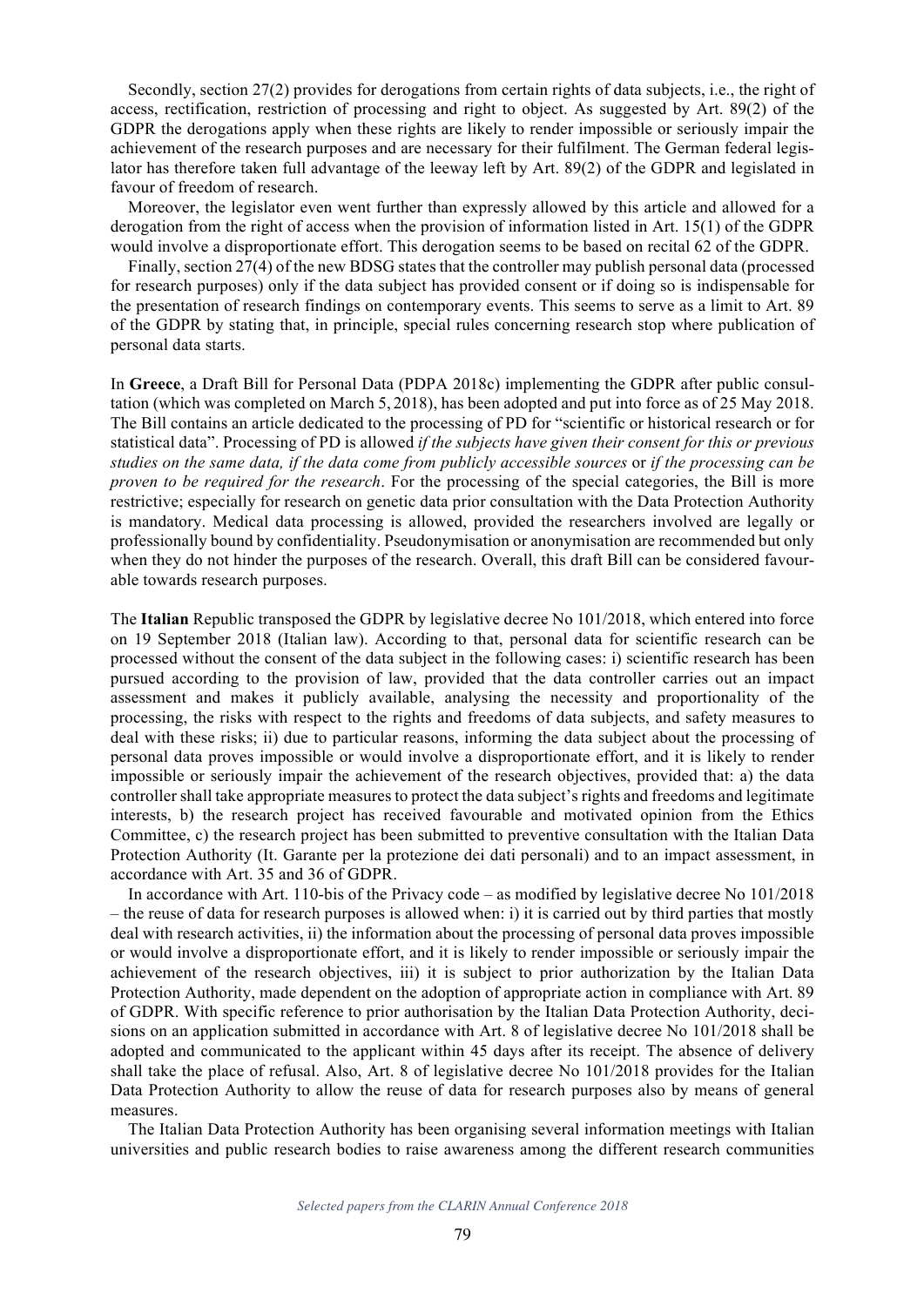Secondly, section 27(2) provides for derogations from certain rights of data subjects, i.e., the right of access, rectification, restriction of processing and right to object. As suggested by Art. 89(2) of the GDPR the derogations apply when these rights are likely to render impossible or seriously impair the achievement of the research purposes and are necessary for their fulfilment. The German federal legislator has therefore taken full advantage of the leeway left by Art. 89(2) of the GDPR and legislated in favour of freedom of research.

Moreover, the legislator even went further than expressly allowed by this article and allowed for a derogation from the right of access when the provision of information listed in Art. 15(1) of the GDPR would involve a disproportionate effort. This derogation seems to be based on recital 62 of the GDPR.

Finally, section 27(4) of the new BDSG states that the controller may publish personal data (processed for research purposes) only if the data subject has provided consent or if doing so is indispensable for the presentation of research findings on contemporary events. This seems to serve as a limit to Art. 89 of the GDPR by stating that, in principle, special rules concerning research stop where publication of personal data starts.

In **Greece**, a Draft Bill for Personal Data (PDPA 2018c) implementing the GDPR after public consultation (which was completed on March 5, 2018), has been adopted and put into force as of 25 May 2018. The Bill contains an article dedicated to the processing of PD for "scientific or historical research or for statistical data". Processing of PD is allowed *if the subjects have given their consent for this or previous studies on the same data, if the data come from publicly accessible sources* or *if the processing can be proven to be required for the research*. For the processing of the special categories, the Bill is more restrictive; especially for research on genetic data prior consultation with the Data Protection Authority is mandatory. Medical data processing is allowed, provided the researchers involved are legally or professionally bound by confidentiality. Pseudonymisation or anonymisation are recommended but only when they do not hinder the purposes of the research. Overall, this draft Bill can be considered favourable towards research purposes.

The **Italian** Republic transposed the GDPR by legislative decree No 101/2018, which entered into force on 19 September 2018 (Italian law). According to that, personal data for scientific research can be processed without the consent of the data subject in the following cases: i) scientific research has been pursued according to the provision of law, provided that the data controller carries out an impact assessment and makes it publicly available, analysing the necessity and proportionality of the processing, the risks with respect to the rights and freedoms of data subjects, and safety measures to deal with these risks; ii) due to particular reasons, informing the data subject about the processing of personal data proves impossible or would involve a disproportionate effort, and it is likely to render impossible or seriously impair the achievement of the research objectives, provided that: a) the data controller shall take appropriate measures to protect the data subject's rights and freedoms and legitimate interests, b) the research project has received favourable and motivated opinion from the Ethics Committee, c) the research project has been submitted to preventive consultation with the Italian Data Protection Authority (It. Garante per la protezione dei dati personali) and to an impact assessment, in accordance with Art. 35 and 36 of GDPR.

In accordance with Art. 110-bis of the Privacy code – as modified by legislative decree No 101/2018 – the reuse of data for research purposes is allowed when: i) it is carried out by third parties that mostly deal with research activities, ii) the information about the processing of personal data proves impossible or would involve a disproportionate effort, and it is likely to render impossible or seriously impair the achievement of the research objectives, iii) it is subject to prior authorization by the Italian Data Protection Authority, made dependent on the adoption of appropriate action in compliance with Art. 89 of GDPR. With specific reference to prior authorisation by the Italian Data Protection Authority, decisions on an application submitted in accordance with Art. 8 of legislative decree No 101/2018 shall be adopted and communicated to the applicant within 45 days after its receipt. The absence of delivery shall take the place of refusal. Also, Art. 8 of legislative decree No 101/2018 provides for the Italian Data Protection Authority to allow the reuse of data for research purposes also by means of general measures.

The Italian Data Protection Authority has been organising several information meetings with Italian universities and public research bodies to raise awareness among the different research communities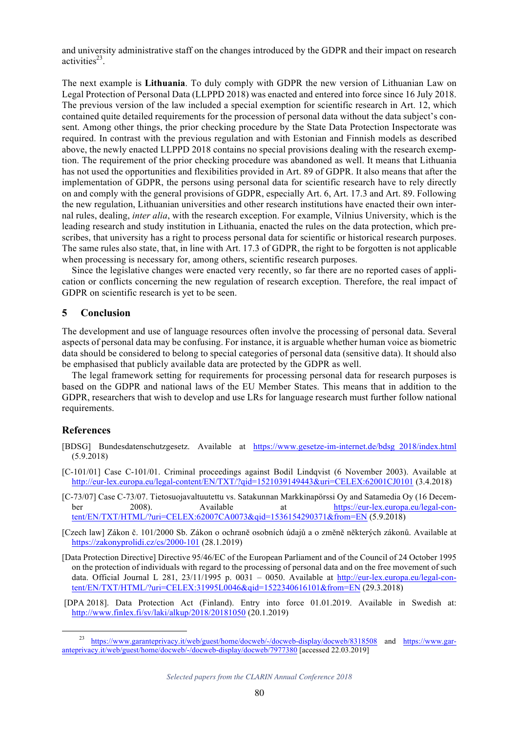and university administrative staff on the changes introduced by the GDPR and their impact on research activities[23].

The next example is **Lithuania**. To duly comply with GDPR the new version of Lithuanian Law on Legal Protection of Personal Data (LLPPD 2018) was enacted and entered into force since 16 July 2018. The previous version of the law included a special exemption for scientific research in Art. 12, which contained quite detailed requirements for the procession of personal data without the data subject's consent. Among other things, the prior checking procedure by the State Data Protection Inspectorate was required. In contrast with the previous regulation and with Estonian and Finnish models as described above, the newly enacted LLPPD 2018 contains no special provisions dealing with the research exemption. The requirement of the prior checking procedure was abandoned as well. It means that Lithuania has not used the opportunities and flexibilities provided in Art. 89 of GDPR. It also means that after the implementation of GDPR, the persons using personal data for scientific research have to rely directly on and comply with the general provisions of GDPR, especially Art. 6, Art. 17.3 and Art. 89. Following the new regulation, Lithuanian universities and other research institutions have enacted their own internal rules, dealing, *inter alia*, with the research exception. For example, Vilnius University, which is the leading research and study institution in Lithuania, enacted the rules on the data protection, which prescribes, that university has a right to process personal data for scientific or historical research purposes. The same rules also state, that, in line with Art. 17.3 of GDPR, the right to be forgotten is not applicable when processing is necessary for, among others, scientific research purposes.

Since the legislative changes were enacted very recently, so far there are no reported cases of application or conflicts concerning the new regulation of research exception. Therefore, the real impact of GDPR on scientific research is yet to be seen.

## 5 Conclusion

The development and use of language resources often involve the processing of personal data. Several aspects of personal data may be confusing. For instance, it is arguable whether human voice as biometric data should be considered to belong to special categories of personal data (sensitive data). It should also be emphasised that publicly available data are protected by the GDPR as well.

The legal framework setting for requirements for processing personal data for research purposes is based on the GDPR and national laws of the EU Member States. This means that in addition to the GDPR, researchers that wish to develop and use LRs for language research must further follow national requirements.

## References

[BDSG] Bundesdatenschutzgesetz. Available at https://www.gesetze-im-internet.de/bdsg_2018/index.html (5.9.2018)

[C-101/01] Case C-101/01. Criminal proceedings against Bodil Lindqvist (6 November 2003). Available at http://eur-lex.europa.eu/legal-content/EN/TXT/?qid=1521039149443&uri=CELEX:62001CJ0101 (3.4.2018)

[C-73/07] Case C-73/07. Tietosuojavaltuutettu vs. Satakunnan Markkinapörssi Oy and Satamedia Oy (16 December 2008). Available at https://eur-lex.europa.eu/legal-content/EN/TXT/HTML/?uri=CELEX:62007CA0073&qid=1536154290371&from=EN (5.9.2018)

[Czech law] Zákon č. 101/2000 Sb. Zákon o ochraně osobních údajů a o změně některých zákonů. Available at https://zakonyprolidi.cz/cs/2000-101 (28.1.2019)

[Data Protection Directive] Directive 95/46/EC of the European Parliament and of the Council of 24 October 1995 on the protection of individuals with regard to the processing of personal data and on the free movement of such data. Official Journal L 281, 23/11/1995 p. 0031 – 0050. Available at http://eur-lex.europa.eu/legal-content/EN/TXT/HTML/?uri=CELEX:31995L0046&qid=1522340616101&from=EN (29.3.2018)

[DPA 2018]. Data Protection Act (Finland). Entry into force 01.01.2019. Available in Swedish at: http://www.finlex.fi/sv/laki/alkup/2018/20181050 (20.1.2019)

[23] https://www.garanteprivacy.it/web/guest/home/docweb/-/docweb-display/docweb/8318508 and https://www.garanteprivacy.it/web/guest/home/docweb/-/docweb-display/docweb/7977380 [accessed 22.03.2019]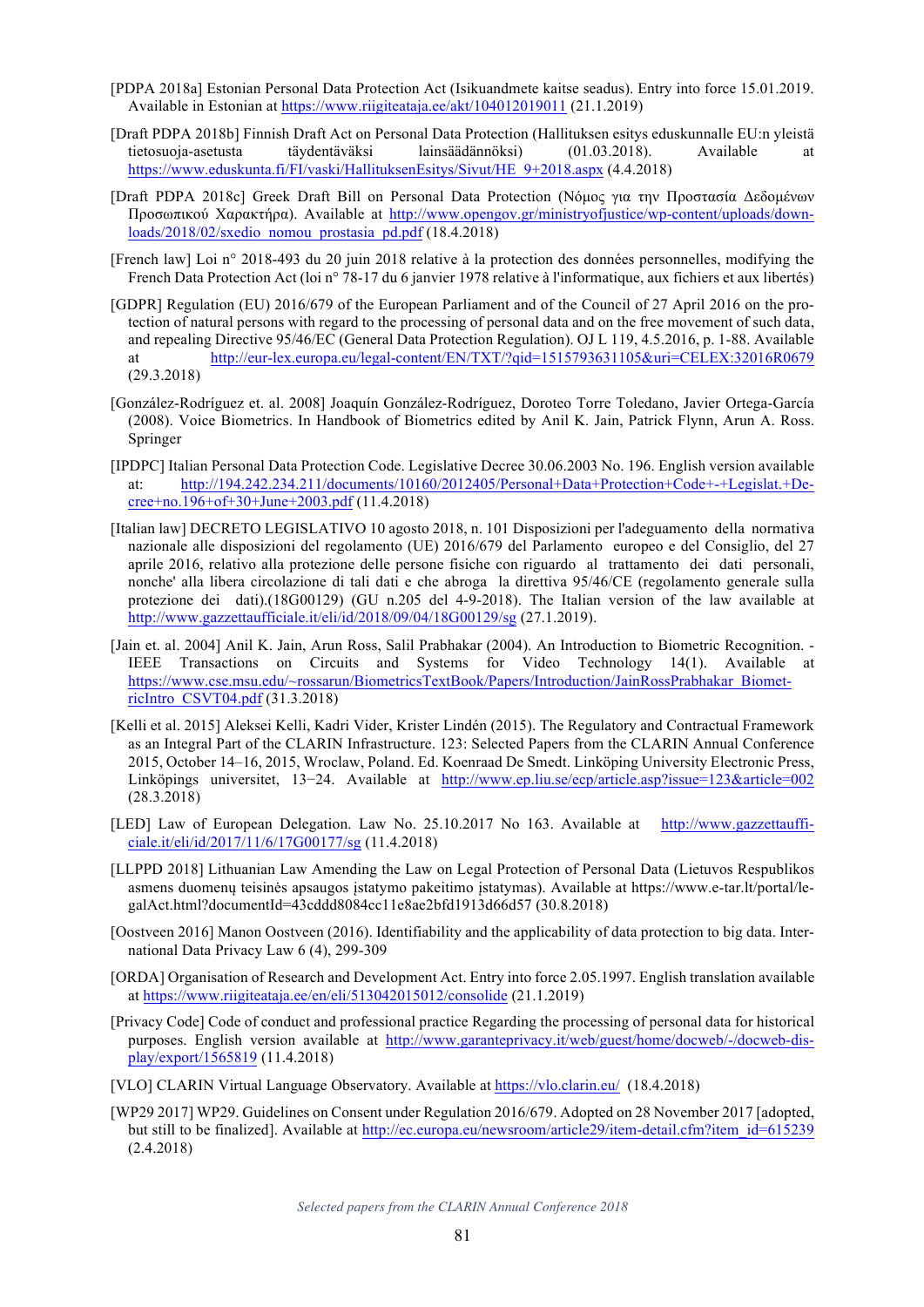[PDPA 2018a] Estonian Personal Data Protection Act (Isikuandmete kaitse seadus). Entry into force 15.01.2019. Available in Estonian at https://www.riigiteataja.ee/akt/104012019011 (21.1.2019)

[Draft PDPA 2018b] Finnish Draft Act on Personal Data Protection (Hallituksen esitys eduskunnalle EU:n yleistä tietosuoja-asetusta täydentäväksi lainsäädännöksi) (01.03.2018). Available at https://www.eduskunta.fi/FI/vaski/HallituksenEsitys/Sivut/HE_9+2018.aspx (4.4.2018)

[Draft PDPA 2018c] Greek Draft Bill on Personal Data Protection (Νόμος για την Προστασία Δεδομένων Προσωπικού Χαρακτήρα). Available at http://www.opengov.gr/ministryofjustice/wp-content/uploads/downloads/2018/02/sxedio_nomou_prostasia_pd.pdf (18.4.2018)

[French law] Loi n° 2018-493 du 20 juin 2018 relative à la protection des données personnelles, modifying the French Data Protection Act (loi n° 78-17 du 6 janvier 1978 relative à l'informatique, aux fichiers et aux libertés)

[GDPR] Regulation (EU) 2016/679 of the European Parliament and of the Council of 27 April 2016 on the protection of natural persons with regard to the processing of personal data and on the free movement of such data, and repealing Directive 95/46/EC (General Data Protection Regulation). OJ L 119, 4.5.2016, p. 1-88. Available at http://eur-lex.europa.eu/legal-content/EN/TXT/?qid=1515793631105&uri=CELEX:32016R0679 (29.3.2018)

[González-Rodríguez et. al. 2008] Joaquín González-Rodríguez, Doroteo Torre Toledano, Javier Ortega-García (2008). Voice Biometrics. In Handbook of Biometrics edited by Anil K. Jain, Patrick Flynn, Arun A. Ross. Springer

[IPDPC] Italian Personal Data Protection Code. Legislative Decree 30.06.2003 No. 196. English version available at: http://194.242.234.211/documents/10160/2012405/Personal+Data+Protection+Code+-+Legislat.+Decree+no.196+of+30+June+2003.pdf (11.4.2018)

[Italian law] DECRETO LEGISLATIVO 10 agosto 2018, n. 101 Disposizioni per l'adeguamento della normativa nazionale alle disposizioni del regolamento (UE) 2016/679 del Parlamento europeo e del Consiglio, del 27 aprile 2016, relativo alla protezione delle persone fisiche con riguardo al trattamento dei dati personali, nonche' alla libera circolazione di tali dati e che abroga la direttiva 95/46/CE (regolamento generale sulla protezione dei dati).(18G00129) (GU n.205 del 4-9-2018). The Italian version of the law available at http://www.gazzettaufficiale.it/eli/id/2018/09/04/18G00129/sg (27.1.2019).

[Jain et. al. 2004] Anil K. Jain, Arun Ross, Salil Prabhakar (2004). An Introduction to Biometric Recognition. - IEEE Transactions on Circuits and Systems for Video Technology 14(1). Available at https://www.cse.msu.edu/~rossarun/BiometricsTextBook/Papers/Introduction/JainRossPrabhakar_BiometricIntro_CSVT04.pdf (31.3.2018)

[Kelli et al. 2015] Aleksei Kelli, Kadri Vider, Krister Lindén (2015). The Regulatory and Contractual Framework as an Integral Part of the CLARIN Infrastructure. 123: Selected Papers from the CLARIN Annual Conference 2015, October 14–16, 2015, Wroclaw, Poland. Ed. Koenraad De Smedt. Linköping University Electronic Press, Linköpings universitet, 13−24. Available at http://www.ep.liu.se/ecp/article.asp?issue=123&article=002 (28.3.2018)

[LED] Law of European Delegation. Law No. 25.10.2017 No 163. Available at http://www.gazzettaufficiale.it/eli/id/2017/11/6/17G00177/sg (11.4.2018)

[LLPPD 2018] Lithuanian Law Amending the Law on Legal Protection of Personal Data (Lietuvos Respublikos asmens duomenų teisinės apsaugos įstatymo pakeitimo įstatymas). Available at https://www.e-tar.lt/portal/legalAct.html?documentId=43cddd8084cc11e8ae2bfd1913d66d57 (30.8.2018)

[Oostveen 2016] Manon Oostveen (2016). Identifiability and the applicability of data protection to big data. International Data Privacy Law 6 (4), 299-309

[ORDA] Organisation of Research and Development Act. Entry into force 2.05.1997. English translation available at https://www.riigiteataja.ee/en/eli/513042015012/consolide (21.1.2019)

[Privacy Code] Code of conduct and professional practice Regarding the processing of personal data for historical purposes. English version available at http://www.garanteprivacy.it/web/guest/home/docweb/-/docweb-display/export/1565819 (11.4.2018)

[VLO] CLARIN Virtual Language Observatory. Available at https://vlo.clarin.eu/ (18.4.2018)

[WP29 2017] WP29. Guidelines on Consent under Regulation 2016/679. Adopted on 28 November 2017 [adopted, but still to be finalized]. Available at http://ec.europa.eu/newsroom/article29/item-detail.cfm?item_id=615239 (2.4.2018)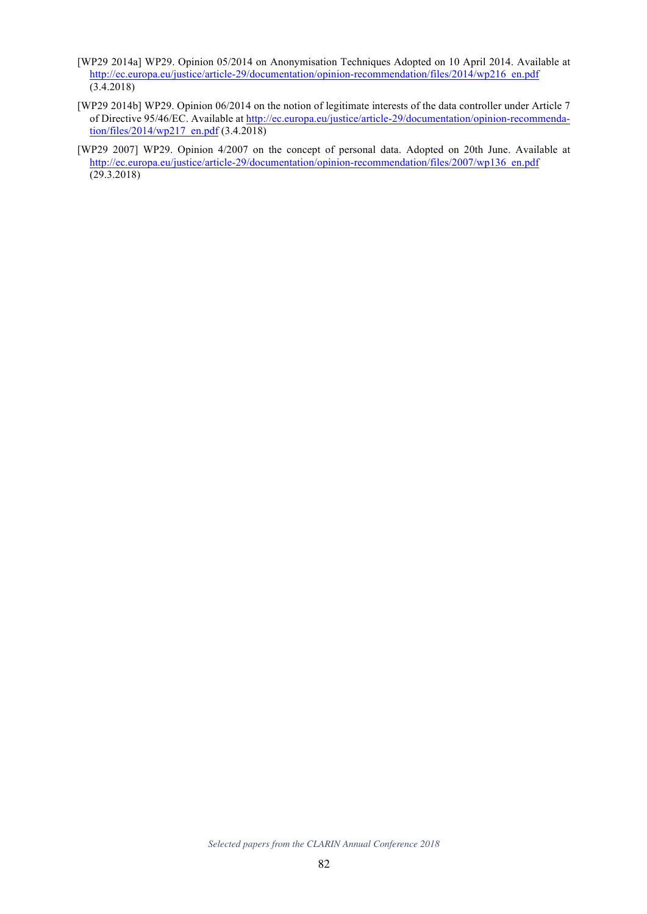[WP29 2014a] WP29. Opinion 05/2014 on Anonymisation Techniques Adopted on 10 April 2014. Available at http://ec.europa.eu/justice/article-29/documentation/opinion-recommendation/files/2014/wp216_en.pdf (3.4.2018)

[WP29 2014b] WP29. Opinion 06/2014 on the notion of legitimate interests of the data controller under Article 7 of Directive 95/46/EC. Available at http://ec.europa.eu/justice/article-29/documentation/opinion-recommendation/files/2014/wp217_en.pdf (3.4.2018)

[WP29 2007] WP29. Opinion 4/2007 on the concept of personal data. Adopted on 20th June. Available at http://ec.europa.eu/justice/article-29/documentation/opinion-recommendation/files/2007/wp136_en.pdf (29.3.2018)